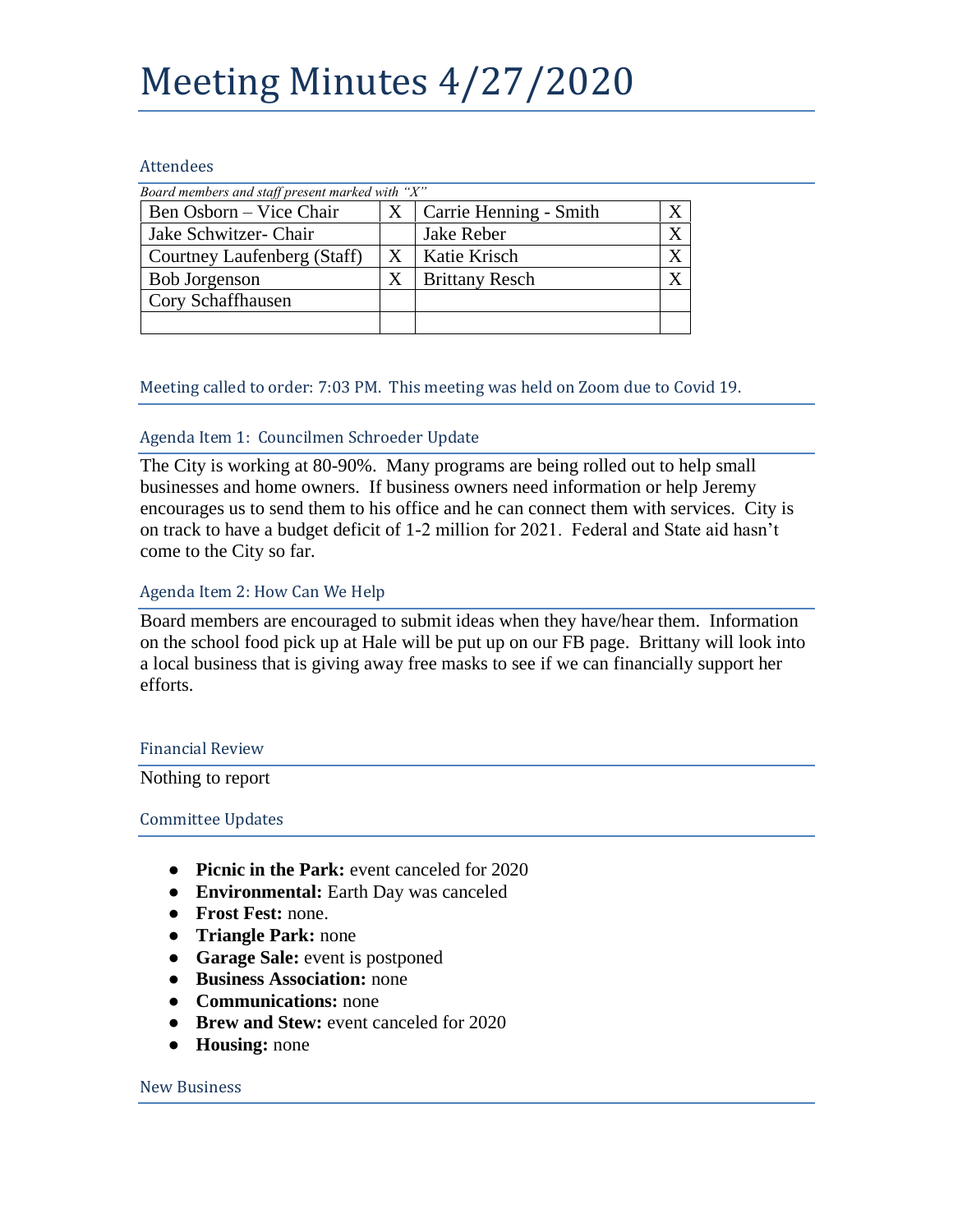# Meeting Minutes 4/27/2020

## Attendees

*Board members and staff present marked with "X"*

| | | | |
|---|---|---|---|
| Ben Osborn – Vice Chair | X | Carrie Henning - Smith | X |
| Jake Schwitzer- Chair | | Jake Reber | X |
| Courtney Laufenberg (Staff) | X | Katie Krisch | X |
| Bob Jorgenson | X | Brittany Resch | X |
| Cory Schaffhausen | | | |
| | | | |

## Meeting called to order: 7:03 PM. This meeting was held on Zoom due to Covid 19.

## Agenda Item 1: Councilmen Schroeder Update

The City is working at 80-90%. Many programs are being rolled out to help small businesses and home owners. If business owners need information or help Jeremy encourages us to send them to his office and he can connect them with services. City is on track to have a budget deficit of 1-2 million for 2021. Federal and State aid hasn't come to the City so far.

## Agenda Item 2: How Can We Help

Board members are encouraged to submit ideas when they have/hear them. Information on the school food pick up at Hale will be put up on our FB page. Brittany will look into a local business that is giving away free masks to see if we can financially support her efforts.

## Financial Review

Nothing to report

## Committee Updates

- **Picnic in the Park:** event canceled for 2020
- **Environmental:** Earth Day was canceled
- **Frost Fest:** none.
- **Triangle Park:** none
- **Garage Sale:** event is postponed
- **Business Association:** none
- **Communications:** none
- **Brew and Stew:** event canceled for 2020
- **Housing:** none

## New Business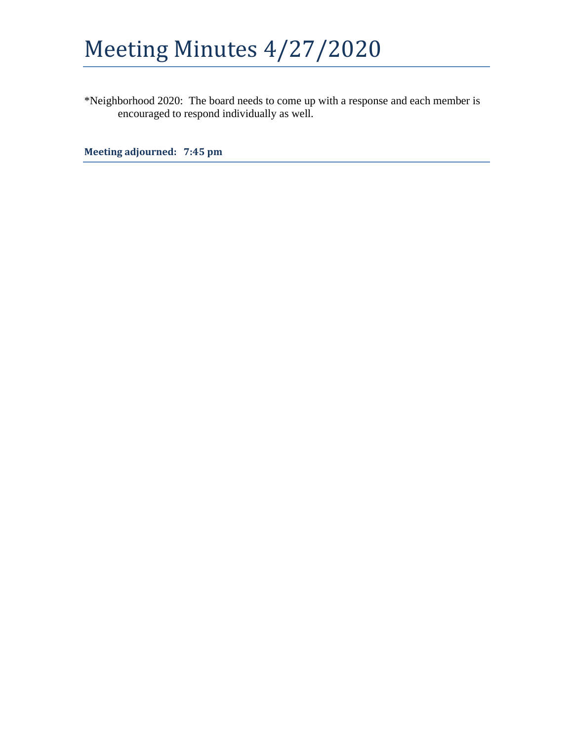# Meeting Minutes 4/27/2020

*Neighborhood 2020: The board needs to come up with a response and each member is encouraged to respond individually as well.

**Meeting adjourned: 7:45 pm**